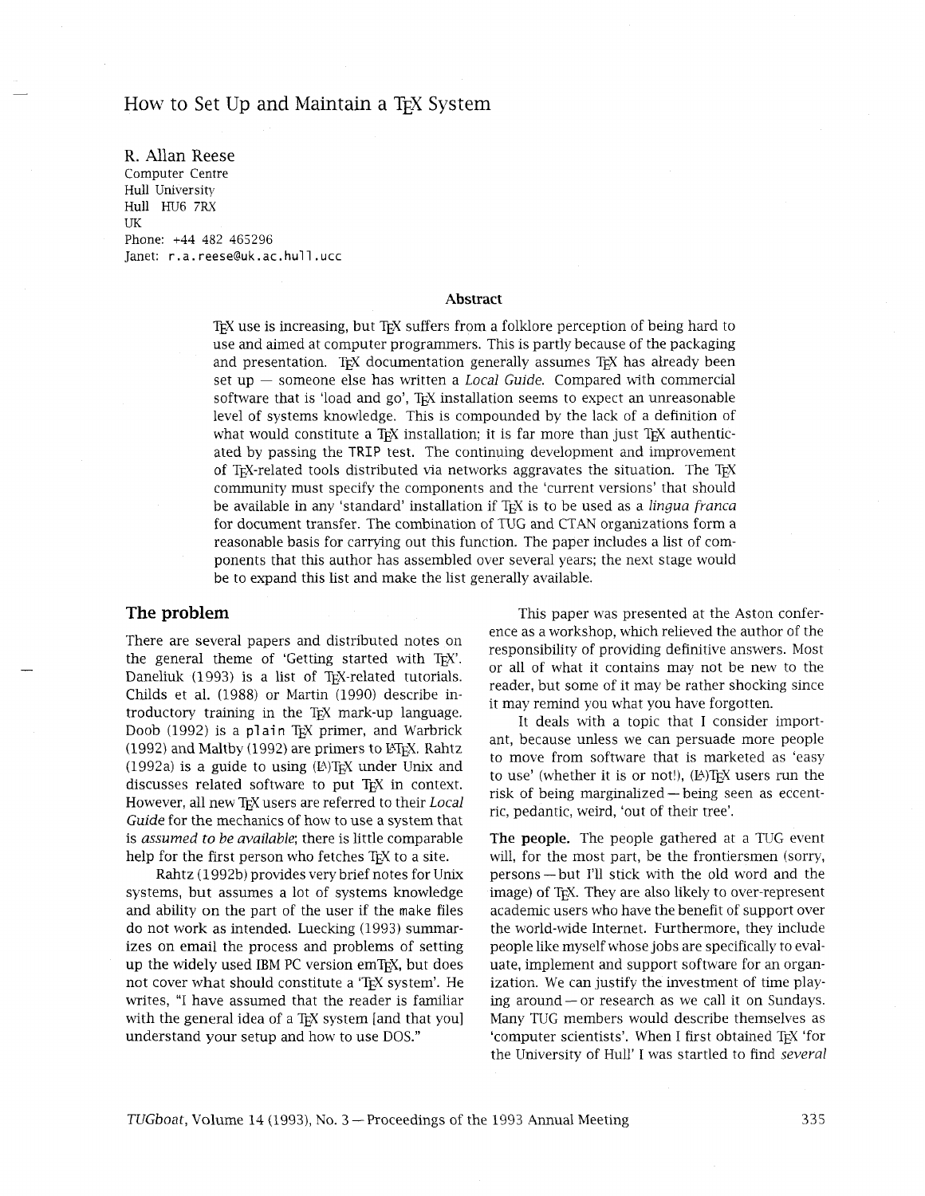# How to Set Up and Maintain a TeX System

R. Allan Reese
Computer Centre
Hull University
Hull HU6 7RX
UK
Phone: +44 482 465296
Janet: r.a.reese@uk.ac.hull.ucc

### Abstract

TeX use is increasing, but TeX suffers from a folklore perception of being hard to use and aimed at computer programmers. This is partly because of the packaging and presentation. TeX documentation generally assumes TeX has already been set up — someone else has written a *Local Guide*. Compared with commercial software that is 'load and go', TeX installation seems to expect an unreasonable level of systems knowledge. This is compounded by the lack of a definition of what would constitute a TeX installation; it is far more than just TeX authenticated by passing the TRIP test. The continuing development and improvement of TeX-related tools distributed via networks aggravates the situation. The TeX community must specify the components and the 'current versions' that should be available in any 'standard' installation if TeX is to be used as a *lingua franca* for document transfer. The combination of TUG and CTAN organizations form a reasonable basis for carrying out this function. The paper includes a list of components that this author has assembled over several years; the next stage would be to expand this list and make the list generally available.

## The problem

There are several papers and distributed notes on the general theme of 'Getting started with TeX'. Daneliuk (1993) is a list of TeX-related tutorials. Childs et al. (1988) or Martin (1990) describe introductory training in the TeX mark-up language. Doob (1992) is a plain TeX primer, and Warbrick (1992) and Maltby (1992) are primers to LaTeX. Rahtz (1992a) is a guide to using (LA)TeX under Unix and discusses related software to put TeX in context. However, all new TeX users are referred to their *Local Guide* for the mechanics of how to use a system that is *assumed to be available*; there is little comparable help for the first person who fetches TeX to a site.

Rahtz (1992b) provides very brief notes for Unix systems, but assumes a lot of systems knowledge and ability on the part of the user if the make files do not work as intended. Luecking (1993) summarizes on email the process and problems of setting up the widely used IBM PC version emTeX, but does not cover what should constitute a 'TeX system'. He writes, "I have assumed that the reader is familiar with the general idea of a TeX system [and that you] understand your setup and how to use DOS."

This paper was presented at the Aston conference as a workshop, which relieved the author of the responsibility of providing definitive answers. Most or all of what it contains may not be new to the reader, but some of it may be rather shocking since it may remind you what you have forgotten.

It deals with a topic that I consider important, because unless we can persuade more people to move from software that is marketed as 'easy to use' (whether it is or not!), (LA)TeX users run the risk of being marginalized — being seen as eccentric, pedantic, weird, 'out of their tree'.

**The people.** The people gathered at a TUG event will, for the most part, be the frontiersmen (sorry, persons — but I'll stick with the old word and the image) of TeX. They are also likely to over-represent academic users who have the benefit of support over the world-wide Internet. Furthermore, they include people like myself whose jobs are specifically to evaluate, implement and support software for an organization. We can justify the investment of time playing around — or research as we call it on Sundays. Many TUG members would describe themselves as 'computer scientists'. When I first obtained TeX 'for the University of Hull' I was startled to find *several*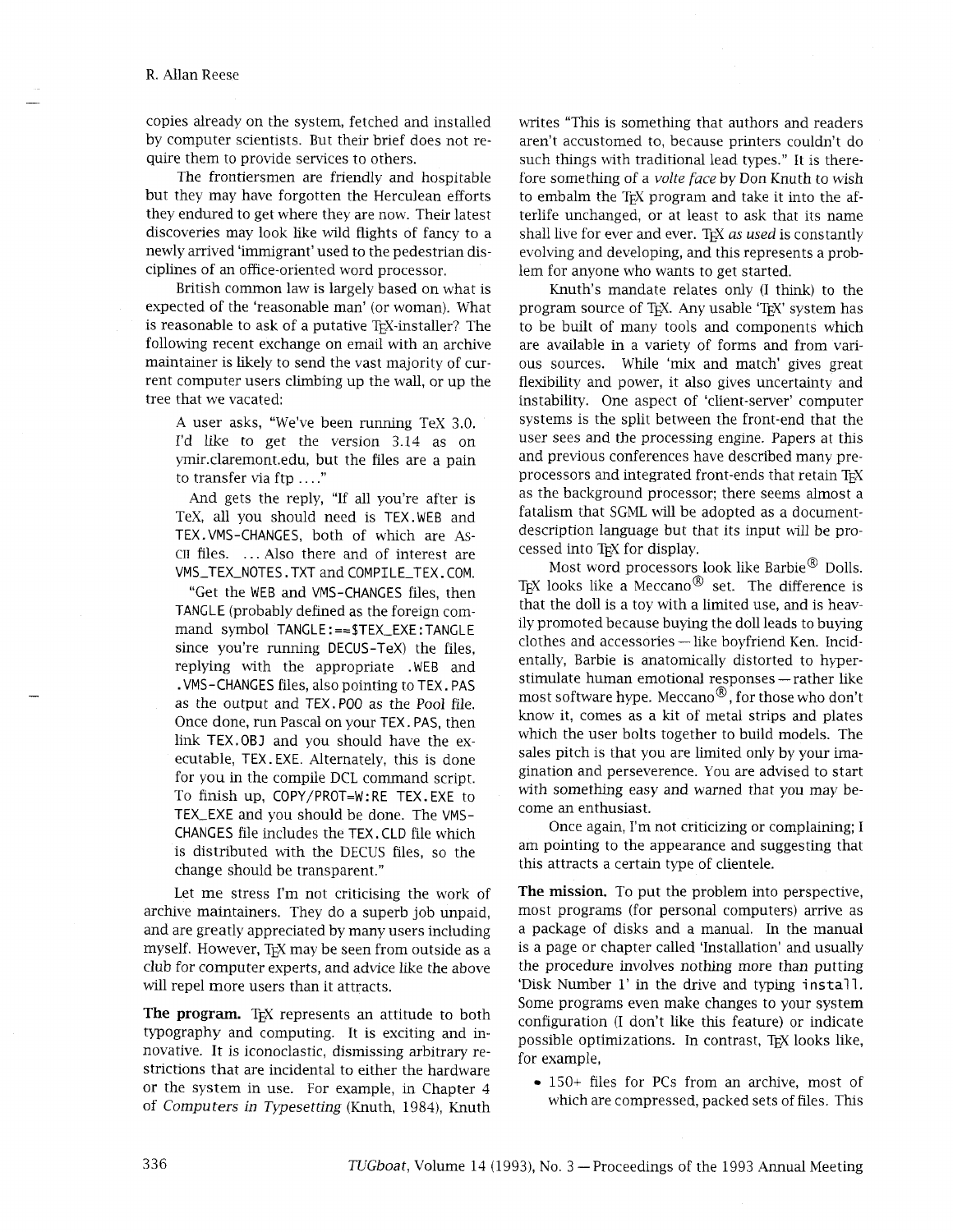copies already on the system, fetched and installed by computer scientists. But their brief does not require them to provide services to others.

The frontiersmen are friendly and hospitable but they may have forgotten the Herculean efforts they endured to get where they are now. Their latest discoveries may look like wild flights of fancy to a newly arrived 'immigrant' used to the pedestrian disciplines of an office-oriented word processor.

British common law is largely based on what is expected of the 'reasonable man' (or woman). What is reasonable to ask of a putative TeX-installer? The following recent exchange on email with an archive maintainer is likely to send the vast majority of current computer users climbing up the wall, or up the tree that we vacated:

> A user asks, "We've been running TeX 3.0. I'd like to get the version 3.14 as on ymir.claremont.edu, but the files are a pain to transfer via ftp ...."
>
> And gets the reply, "If all you're after is TeX, all you should need is `TEX.WEB` and `TEX.VMS-CHANGES`, both of which are ASCII files. ... Also there and of interest are `VMS_TEX_NOTES.TXT` and `COMPILE_TEX.COM`.
>
> "Get the `WEB` and `VMS-CHANGES` files, then `TANGLE` (probably defined as the foreign command symbol `TANGLE:==$TEX_EXE:TANGLE` since you're running `DECUS-TeX`) the files, replying with the appropriate `.WEB` and `.VMS-CHANGES` files, also pointing to `TEX.PAS` as the output and `TEX.POO` as the Pool file. Once done, run Pascal on your `TEX.PAS`, then link `TEX.OBJ` and you should have the executable, `TEX.EXE`. Alternately, this is done for you in the compile DCL command script. To finish up, `COPY/PROT=W:RE TEX.EXE` to `TEX_EXE` and you should be done. The `VMS-CHANGES` file includes the `TEX.CLD` file which is distributed with the DECUS files, so the change should be transparent."

Let me stress I'm not criticising the work of archive maintainers. They do a superb job unpaid, and are greatly appreciated by many users including myself. However, TeX may be seen from outside as a club for computer experts, and advice like the above will repel more users than it attracts.

**The program.** TeX represents an attitude to both typography and computing. It is exciting and innovative. It is iconoclastic, dismissing arbitrary restrictions that are incidental to either the hardware or the system in use. For example, in Chapter 4 of *Computers in Typesetting* (Knuth, 1984), Knuth writes "This is something that authors and readers aren't accustomed to, because printers couldn't do such things with traditional lead types." It is therefore something of a *volte face* by Don Knuth to wish to embalm the TeX program and take it into the afterlife unchanged, or at least to ask that its name shall live for ever and ever. TeX *as used* is constantly evolving and developing, and this represents a problem for anyone who wants to get started.

Knuth's mandate relates only (I think) to the program source of TeX. Any usable 'TeX' system has to be built of many tools and components which are available in a variety of forms and from various sources. While 'mix and match' gives great flexibility and power, it also gives uncertainty and instability. One aspect of 'client-server' computer systems is the split between the front-end that the user sees and the processing engine. Papers at this and previous conferences have described many preprocessors and integrated front-ends that retain TeX as the background processor; there seems almost a fatalism that SGML will be adopted as a document-description language but that its input will be processed into TeX for display.

Most word processors look like Barbie® Dolls. TeX looks like a Meccano® set. The difference is that the doll is a toy with a limited use, and is heavily promoted because buying the doll leads to buying clothes and accessories — like boyfriend Ken. Incidentally, Barbie is anatomically distorted to hyperstimulate human emotional responses — rather like most software hype. Meccano®, for those who don't know it, comes as a kit of metal strips and plates which the user bolts together to build models. The sales pitch is that you are limited only by your imagination and perseverence. You are advised to start with something easy and warned that you may become an enthusiast.

Once again, I'm not criticizing or complaining; I am pointing to the appearance and suggesting that this attracts a certain type of clientele.

**The mission.** To put the problem into perspective, most programs (for personal computers) arrive as a package of disks and a manual. In the manual is a page or chapter called 'Installation' and usually the procedure involves nothing more than putting 'Disk Number 1' in the drive and typing `install`. Some programs even make changes to your system configuration (I don't like this feature) or indicate possible optimizations. In contrast, TeX looks like, for example,

- 150+ files for PCs from an archive, most of which are compressed, packed sets of files. This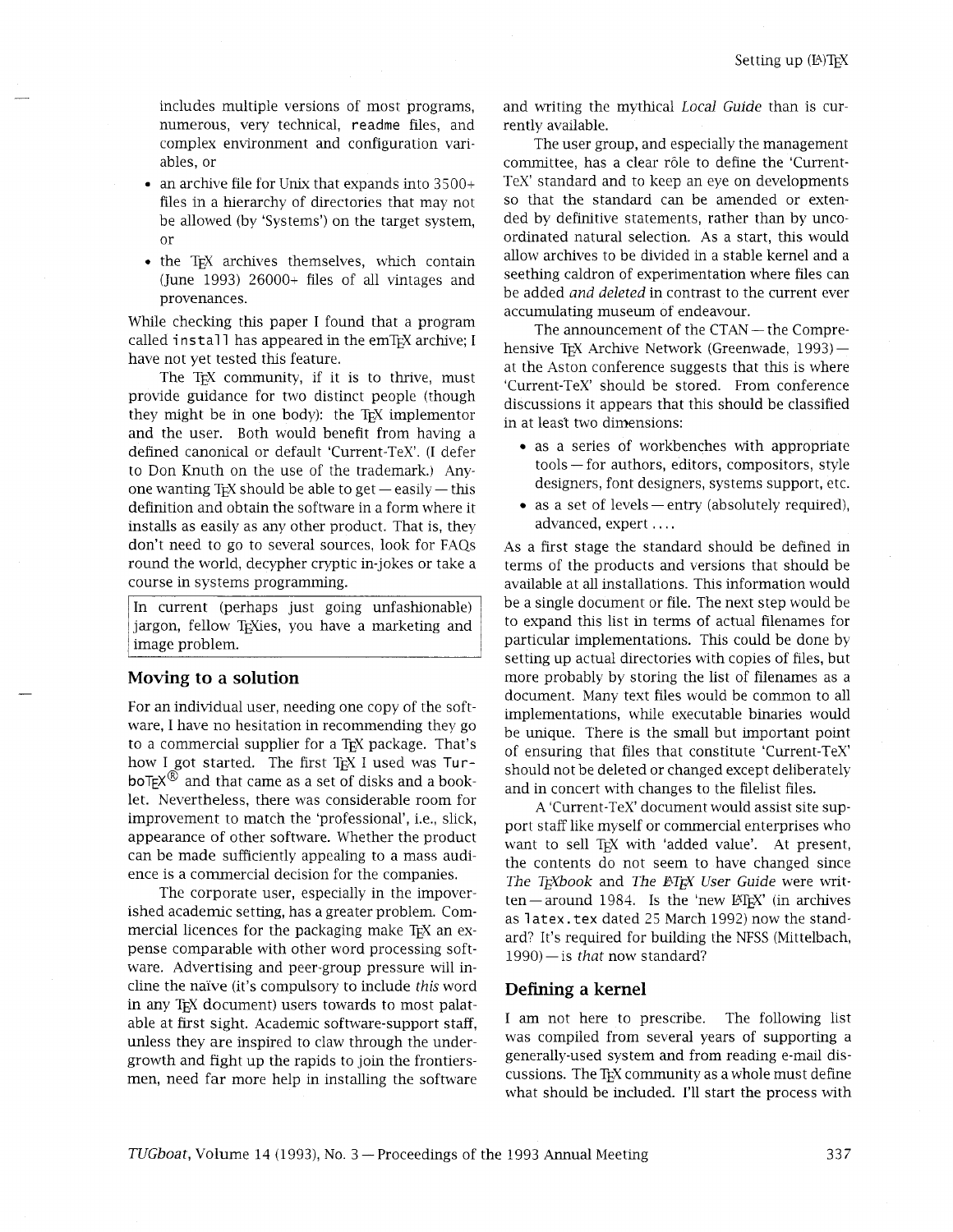includes multiple versions of most programs, numerous, very technical, `readme` files, and complex environment and configuration variables, or

- an archive file for Unix that expands into 3500+ files in a hierarchy of directories that may not be allowed (by 'Systems') on the target system, or
- the TeX archives themselves, which contain (June 1993) 26000+ files of all vintages and provenances.

While checking this paper I found that a program called `install` has appeared in the emTeX archive; I have not yet tested this feature.

The TeX community, if it is to thrive, must provide guidance for two distinct people (though they might be in one body): the TeX implementor and the user. Both would benefit from having a defined canonical or default 'Current-TeX'. (I defer to Don Knuth on the use of the trademark.) Anyone wanting TeX should be able to get — easily — this definition and obtain the software in a form where it installs as easily as any other product. That is, they don't need to go to several sources, look for FAQs round the world, decypher cryptic in-jokes or take a course in systems programming.

> In current (perhaps just going unfashionable) jargon, fellow TeXies, you have a marketing and image problem.

## Moving to a solution

For an individual user, needing one copy of the software, I have no hesitation in recommending they go to a commercial supplier for a TeX package. That's how I got started. The first TeX I used was TurboTeX® and that came as a set of disks and a booklet. Nevertheless, there was considerable room for improvement to match the 'professional', i.e., slick, appearance of other software. Whether the product can be made sufficiently appealing to a mass audience is a commercial decision for the companies.

The corporate user, especially in the impoverished academic setting, has a greater problem. Commercial licences for the packaging make TeX an expense comparable with other word processing software. Advertising and peer-group pressure will incline the naïve (it's compulsory to include *this* word in any TeX document) users towards to most palatable at first sight. Academic software-support staff, unless they are inspired to claw through the undergrowth and fight up the rapids to join the frontiersmen, need far more help in installing the software and writing the mythical *Local Guide* than is currently available.

The user group, and especially the management committee, has a clear rôle to define the 'Current-TeX' standard and to keep an eye on developments so that the standard can be amended or extended by definitive statements, rather than by uncoordinated natural selection. As a start, this would allow archives to be divided in a stable kernel and a seething caldron of experimentation where files can be added *and deleted* in contrast to the current ever accumulating museum of endeavour.

The announcement of the CTAN — the Comprehensive TeX Archive Network (Greenwade, 1993) — at the Aston conference suggests that this is where 'Current-TeX' should be stored. From conference discussions it appears that this should be classified in at least two dimensions:

- as a series of workbenches with appropriate tools — for authors, editors, compositors, style designers, font designers, systems support, etc.
- as a set of levels — entry (absolutely required), advanced, expert ....

As a first stage the standard should be defined in terms of the products and versions that should be available at all installations. This information would be a single document or file. The next step would be to expand this list in terms of actual filenames for particular implementations. This could be done by setting up actual directories with copies of files, but more probably by storing the list of filenames as a document. Many text files would be common to all implementations, while executable binaries would be unique. There is the small but important point of ensuring that files that constitute 'Current-TeX' should not be deleted or changed except deliberately and in concert with changes to the filelist files.

A 'Current-TeX' document would assist site support staff like myself or commercial enterprises who want to sell TeX with 'added value'. At present, the contents do not seem to have changed since *The TeXbook* and *The LaTeX User Guide* were written — around 1984. Is the 'new LaTeX' (in archives as `latex.tex` dated 25 March 1992) now the standard? It's required for building the NFSS (Mittelbach, 1990) — is *that* now standard?

## Defining a kernel

I am not here to prescribe. The following list was compiled from several years of supporting a generally-used system and from reading e-mail discussions. The TeX community as a whole must define what should be included. I'll start the process with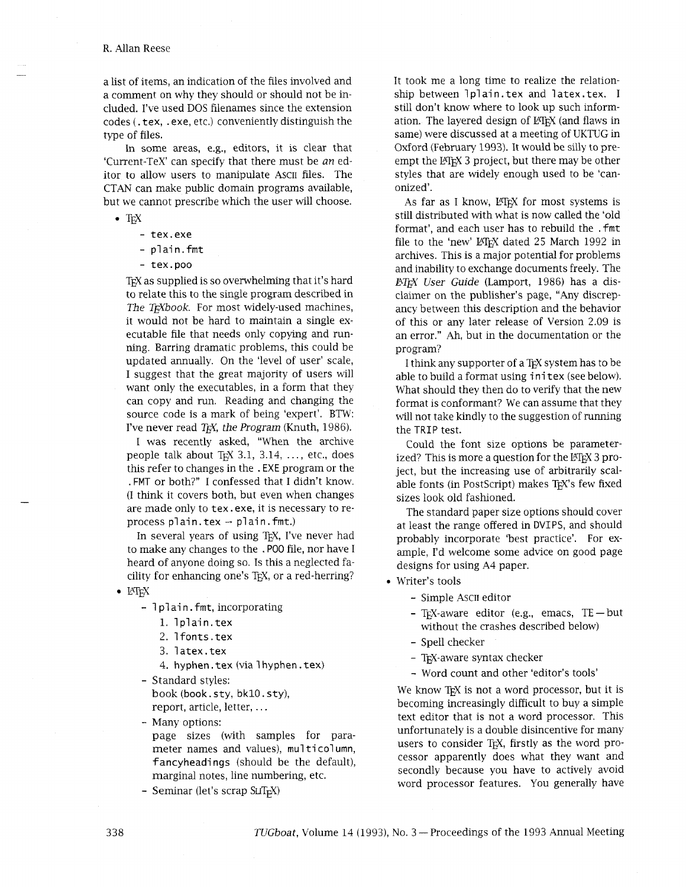a list of items, an indication of the files involved and a comment on why they should or should not be included. I've used DOS filenames since the extension codes (`.tex`, `.exe`, etc.) conveniently distinguish the type of files.

In some areas, e.g., editors, it is clear that 'Current-TeX' can specify that there must be *an* editor to allow users to manipulate ASCII files. The CTAN can make public domain programs available, but we cannot prescribe which the user will choose.

- TeX
  - `tex.exe`
  - `plain.fmt`
  - `tex.poo`

  TeX as supplied is so overwhelming that it's hard to relate this to the single program described in *The TeXbook*. For most widely-used machines, it would not be hard to maintain a single executable file that needs only copying and running. Barring dramatic problems, this could be updated annually. On the 'level of user' scale, I suggest that the great majority of users will want only the executables, in a form that they can copy and run. Reading and changing the source code is a mark of being 'expert'. BTW: I've never read *TeX, the Program* (Knuth, 1986).

  I was recently asked, "When the archive people talk about TeX 3.1, 3.14, ..., etc., does this refer to changes in the `.EXE` program or the `.FMT` or both?" I confessed that I didn't know. (I think it covers both, but even when changes are made only to `tex.exe`, it is necessary to reprocess `plain.tex` → `plain.fmt`.)

  In several years of using TeX, I've never had to make any changes to the `.POO` file, nor have I heard of anyone doing so. Is this a neglected facility for enhancing one's TeX, or a red-herring?

- LaTeX
  - `lplain.fmt`, incorporating
    1. `lplain.tex`
    2. `lfonts.tex`
    3. `latex.tex`
    4. `hyphen.tex` (via `lhyphen.tex`)
  - Standard styles:
    book (`book.sty`, `bk10.sty`), report, article, letter, ...
  - Many options:
    page sizes (with samples for parameter names and values), `multicolumn`, `fancyheadings` (should be the default), marginal notes, line numbering, etc.
  - Seminar (let's scrap SLiTeX)

  It took me a long time to realize the relationship between `lplain.tex` and `latex.tex`. I still don't know where to look up such information. The layered design of LaTeX (and flaws in same) were discussed at a meeting of UKTUG in Oxford (February 1993). It would be silly to preempt the LaTeX 3 project, but there may be other styles that are widely enough used to be 'canonized'.

  As far as I know, LaTeX for most systems is still distributed with what is now called the 'old format', and each user has to rebuild the `.fmt` file to the 'new' LaTeX dated 25 March 1992 in archives. This is a major potential for problems and inability to exchange documents freely. The *LaTeX User Guide* (Lamport, 1986) has a disclaimer on the publisher's page, "Any discrepancy between this description and the behavior of this or any later release of Version 2.09 is an error." Ah, but in the documentation or the program?

  I think any supporter of a TeX system has to be able to build a format using `initex` (see below). What should they then do to verify that the new format is conformant? We can assume that they will not take kindly to the suggestion of running the `TRIP` test.

  Could the font size options be parameterized? This is more a question for the LaTeX 3 project, but the increasing use of arbitrarily scalable fonts (in PostScript) makes TeX's few fixed sizes look old fashioned.

  The standard paper size options should cover at least the range offered in DVIPS, and should probably incorporate 'best practice'. For example, I'd welcome some advice on good page designs for using A4 paper.

- Writer's tools
  - Simple ASCII editor
  - TeX-aware editor (e.g., emacs, TE — but without the crashes described below)
  - Spell checker
  - TeX-aware syntax checker
  - Word count and other 'editor's tools'

  We know TeX is not a word processor, but it is becoming increasingly difficult to buy a simple text editor that is not a word processor. This unfortunately is a double disincentive for many users to consider TeX, firstly as the word processor apparently does what they want and secondly because you have to actively avoid word processor features. You generally have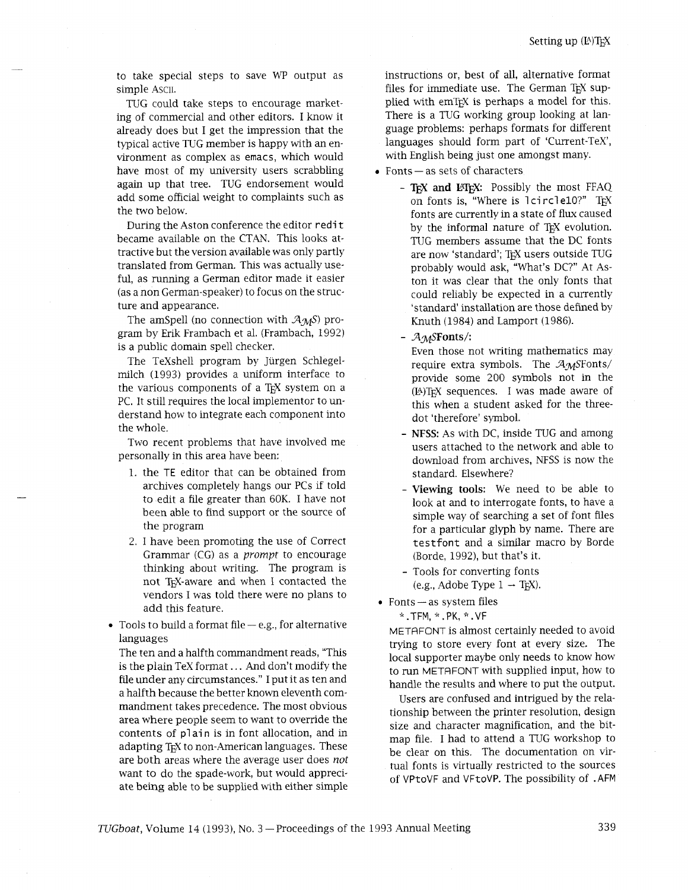to take special steps to save WP output as simple ASCII.

TUG could take steps to encourage marketing of commercial and other editors. I know it already does but I get the impression that the typical active TUG member is happy with an environment as complex as `emacs`, which would have most of my university users scrabbling again up that tree. TUG endorsement would add some official weight to complaints such as the two below.

During the Aston conference the editor `redit` became available on the CTAN. This looks attractive but the version available was only partly translated from German. This was actually useful, as running a German editor made it easier (as a non German-speaker) to focus on the structure and appearance.

The amSpell (no connection with AMS) program by Erik Frambach et al. (Frambach, 1992) is a public domain spell checker.

The TeXshell program by Jürgen Schlegelmilch (1993) provides a uniform interface to the various components of a TeX system on a PC. It still requires the local implementor to understand how to integrate each component into the whole.

Two recent problems that have involved me personally in this area have been:

1. the `TE` editor that can be obtained from archives completely hangs our PCs if told to edit a file greater than 60K. I have not been able to find support or the source of the program
2. I have been promoting the use of Correct Grammar (CG) as a *prompt* to encourage thinking about writing. The program is not TeX-aware and when I contacted the vendors I was told there were no plans to add this feature.

- Tools to build a format file — e.g., for alternative languages

  The ten and a halfth commandment reads, "This is the plain TeX format ... And don't modify the file under any circumstances." I put it as ten and a halfth because the better known eleventh commandment takes precedence. The most obvious area where people seem to want to override the contents of `plain` is in font allocation, and in adapting TeX to non-American languages. These are both areas where the average user does *not* want to do the spade-work, but would appreciate being able to be supplied with either simple instructions or, best of all, alternative format files for immediate use. The German TeX supplied with emTeX is perhaps a model for this. There is a TUG working group looking at language problems: perhaps formats for different languages should form part of 'Current-TeX', with English being just one amongst many.

- Fonts — as sets of characters
  - **TeX and LaTeX:** Possibly the most FFAQ on fonts is, "Where is `lcircle10`?" TeX fonts are currently in a state of flux caused by the informal nature of TeX evolution. TUG members assume that the DC fonts are now 'standard'; TeX users outside TUG probably would ask, "What's DC?" At Aston it was clear that the only fonts that could reliably be expected in a currently 'standard' installation are those defined by Knuth (1984) and Lamport (1986).
  - **AMSFonts/:**

    Even those not writing mathematics may require extra symbols. The AMSFonts/ provide some 200 symbols not in the (LA)TeX sequences. I was made aware of this when a student asked for the three-dot 'therefore' symbol.
  - **NFSS:** As with DC, inside TUG and among users attached to the network and able to download from archives, NFSS is now the standard. Elsewhere?
  - **Viewing tools:** We need to be able to look at and to interrogate fonts, to have a simple way of searching a set of font files for a particular glyph by name. There are `testfont` and a similar macro by Borde (Borde, 1992), but that's it.
  - Tools for converting fonts (e.g., Adobe Type 1 → TeX).

- Fonts — as system files

  `*.TFM`, `*.PK`, `*.VF`

  METAFONT is almost certainly needed to avoid trying to store every font at every size. The local supporter maybe only needs to know how to run METAFONT with supplied input, how to handle the results and where to put the output.

  Users are confused and intrigued by the relationship between the printer resolution, design size and character magnification, and the bitmap file. I had to attend a TUG workshop to be clear on this. The documentation on virtual fonts is virtually restricted to the sources of `VPtoVF` and `VFtoVP`. The possibility of `.AFM`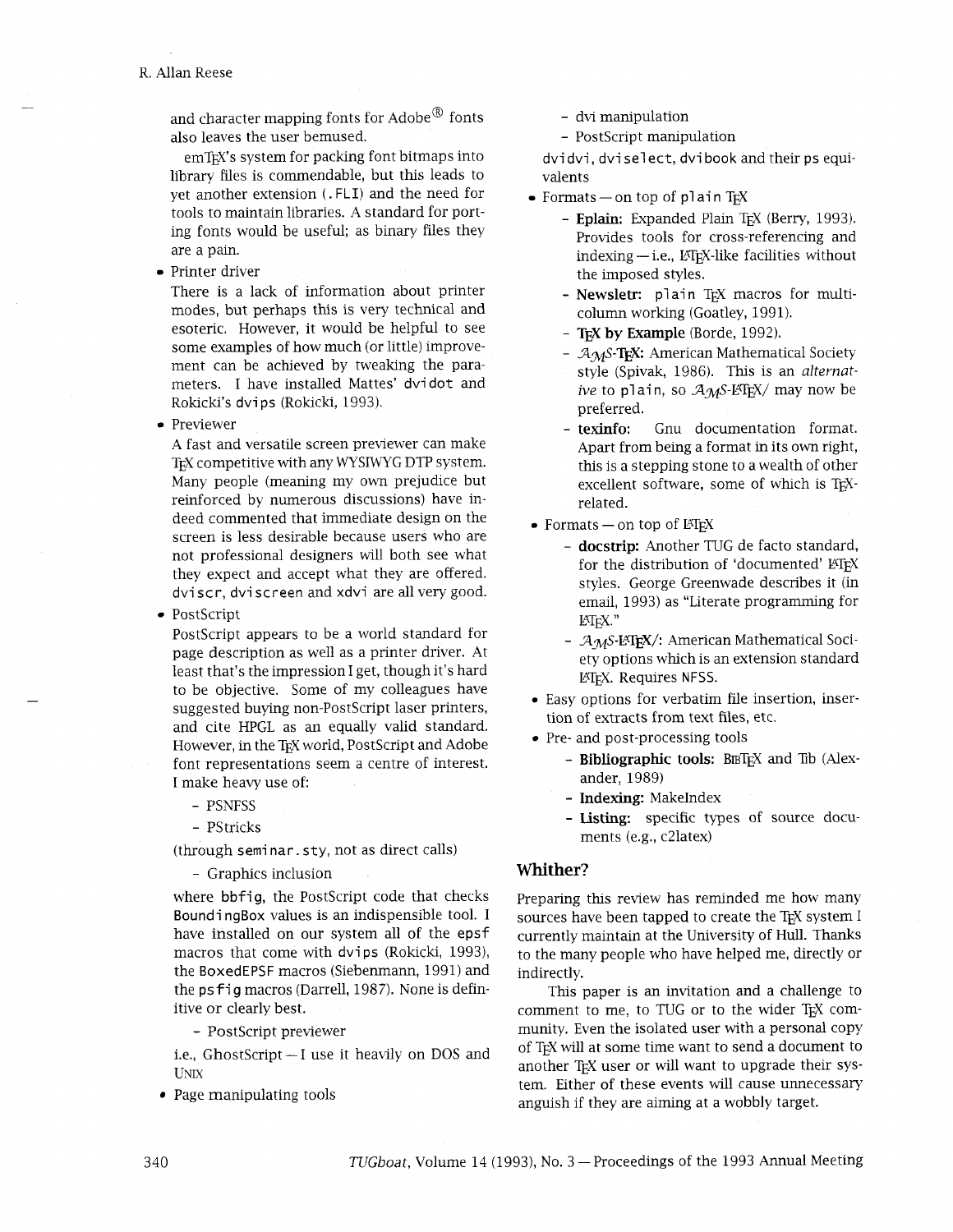and character mapping fonts for Adobe® fonts also leaves the user bemused.

emTeX's system for packing font bitmaps into library files is commendable, but this leads to yet another extension (.FLI) and the need for tools to maintain libraries. A standard for porting fonts would be useful; as binary files they are a pain.

- Printer driver

  There is a lack of information about printer modes, but perhaps this is very technical and esoteric. However, it would be helpful to see some examples of how much (or little) improvement can be achieved by tweaking the parameters. I have installed Mattes' `dvidot` and Rokicki's `dvips` (Rokicki, 1993).

- Previewer

  A fast and versatile screen previewer can make TeX competitive with any WYSIWYG DTP system. Many people (meaning my own prejudice but reinforced by numerous discussions) have indeed commented that immediate design on the screen is less desirable because users who are not professional designers will both see what they expect and accept what they are offered. `dviscr`, `dviscreen` and `xdvi` are all very good.

- PostScript

  PostScript appears to be a world standard for page description as well as a printer driver. At least that's the impression I get, though it's hard to be objective. Some of my colleagues have suggested buying non-PostScript laser printers, and cite HPGL as an equally valid standard. However, in the TeX world, PostScript and Adobe font representations seem a centre of interest. I make heavy use of:

  - PSNFSS
  - PStricks

  (through `seminar.sty`, not as direct calls)

  - Graphics inclusion

  where `bbfig`, the PostScript code that checks `BoundingBox` values is an indispensible tool. I have installed on our system all of the `epsf` macros that come with `dvips` (Rokicki, 1993), the `BoxedEPSF` macros (Siebenmann, 1991) and the `psfig` macros (Darrell, 1987). None is definitive or clearly best.

  - PostScript previewer

  i.e., GhostScript — I use it heavily on DOS and UNIX

- Page manipulating tools
  - dvi manipulation
  - PostScript manipulation

  `dvidvi`, `dviselect`, `dvibook` and their `ps` equivalents

- Formats — on top of `plain` TeX
  - **Eplain:** Expanded Plain TeX (Berry, 1993). Provides tools for cross-referencing and indexing — i.e., LaTeX-like facilities without the imposed styles.
  - **Newsletr:** `plain` TeX macros for multi-column working (Goatley, 1991).
  - **TeX by Example** (Borde, 1992).
  - **AMS-TeX:** American Mathematical Society style (Spivak, 1986). This is an *alternative* to `plain`, so AMS-LaTeX/ may now be preferred.
  - **texinfo:** Gnu documentation format. Apart from being a format in its own right, this is a stepping stone to a wealth of other excellent software, some of which is TeX-related.
- Formats — on top of LaTeX
  - **docstrip:** Another TUG de facto standard, for the distribution of 'documented' LaTeX styles. George Greenwade describes it (in email, 1993) as "Literate programming for LaTeX."
  - **AMS-LaTeX/:** American Mathematical Society options which is an extension standard LaTeX. Requires NFSS.
- Easy options for verbatim file insertion, insertion of extracts from text files, etc.
- Pre- and post-processing tools
  - **Bibliographic tools:** BibTeX and Tib (Alexander, 1989)
  - **Indexing:** MakeIndex
  - **Listing:** specific types of source documents (e.g., c2latex)

## Whither?

Preparing this review has reminded me how many sources have been tapped to create the TeX system I currently maintain at the University of Hull. Thanks to the many people who have helped me, directly or indirectly.

This paper is an invitation and a challenge to comment to me, to TUG or to the wider TeX community. Even the isolated user with a personal copy of TeX will at some time want to send a document to another TeX user or will want to upgrade their system. Either of these events will cause unnecessary anguish if they are aiming at a wobbly target.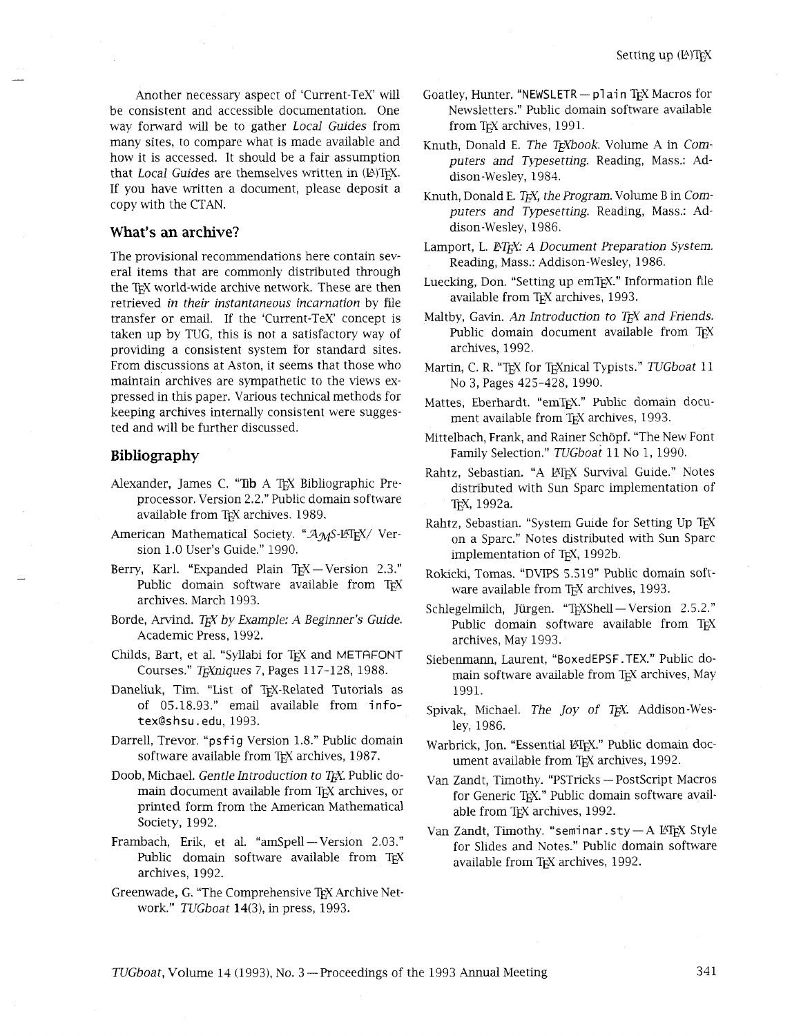Another necessary aspect of 'Current-TeX' will be consistent and accessible documentation. One way forward will be to gather *Local Guides* from many sites, to compare what is made available and how it is accessed. It should be a fair assumption that *Local Guides* are themselves written in (LA)TEX. If you have written a document, please deposit a copy with the CTAN.

## What's an archive?

The provisional recommendations here contain several items that are commonly distributed through the TEX world-wide archive network. These are then retrieved *in their instantaneous incarnation* by file transfer or email. If the 'Current-TeX' concept is taken up by TUG, this is not a satisfactory way of providing a consistent system for standard sites. From discussions at Aston, it seems that those who maintain archives are sympathetic to the views expressed in this paper. Various technical methods for keeping archives internally consistent were suggested and will be further discussed.

## Bibliography

Alexander, James C. "Tib A TEX Bibliographic Preprocessor. Version 2.2." Public domain software available from TEX archives. 1989.

American Mathematical Society. "AMS-LATEX/ Version 1.0 User's Guide." 1990.

Berry, Karl. "Expanded Plain TEX—Version 2.3." Public domain software available from TEX archives. March 1993.

Borde, Arvind. *TEX by Example: A Beginner's Guide*. Academic Press, 1992.

Childs, Bart, et al. "Syllabi for TEX and METAFONT Courses." *TEXniques* 7, Pages 117–128, 1988.

Daneliuk, Tim. "List of TEX-Related Tutorials as of 05.18.93." email available from info-tex@shsu.edu, 1993.

Darrell, Trevor. "psfig Version 1.8." Public domain software available from TEX archives, 1987.

Doob, Michael. *Gentle Introduction to TEX*. Public domain document available from TEX archives, or printed form from the American Mathematical Society, 1992.

Frambach, Erik, et al. "amSpell—Version 2.03." Public domain software available from TEX archives, 1992.

Greenwade, G. "The Comprehensive TEX Archive Network." *TUGboat* **14**(3), in press, 1993.

Goatley, Hunter. "NEWSLETR—plain TEX Macros for Newsletters." Public domain software available from TEX archives, 1991.

Knuth, Donald E. *The TEXbook*. Volume A in *Computers and Typesetting*. Reading, Mass.: Addison-Wesley, 1984.

Knuth, Donald E. *TEX, the Program*. Volume B in *Computers and Typesetting*. Reading, Mass.: Addison-Wesley, 1986.

Lamport, L. *LATEX: A Document Preparation System*. Reading, Mass.: Addison-Wesley, 1986.

Luecking, Don. "Setting up emTEX." Information file available from TEX archives, 1993.

Maltby, Gavin. *An Introduction to TEX and Friends*. Public domain document available from TEX archives, 1992.

Martin, C. R. "TEX for TEXnical Typists." *TUGboat* 11 No 3, Pages 425–428, 1990.

Mattes, Eberhardt. "emTEX." Public domain document available from TEX archives, 1993.

Mittelbach, Frank, and Rainer Schöpf. "The New Font Family Selection." *TUGboat* 11 No 1, 1990.

Rahtz, Sebastian. "A LATEX Survival Guide." Notes distributed with Sun Sparc implementation of TEX, 1992a.

Rahtz, Sebastian. "System Guide for Setting Up TEX on a Sparc." Notes distributed with Sun Sparc implementation of TEX, 1992b.

Rokicki, Tomas. "DVIPS 5.519" Public domain software available from TEX archives, 1993.

Schlegelmilch, Jürgen. "TEXShell—Version 2.5.2." Public domain software available from TEX archives, May 1993.

Siebenmann, Laurent, "BoxedEPSF.TEX." Public domain software available from TEX archives, May 1991.

Spivak, Michael. *The Joy of TEX*. Addison-Wesley, 1986.

Warbrick, Jon. "Essential LATEX." Public domain document available from TEX archives, 1992.

Van Zandt, Timothy. "PSTricks—PostScript Macros for Generic TEX." Public domain software available from TEX archives, 1992.

Van Zandt, Timothy. "seminar.sty—A LATEX Style for Slides and Notes." Public domain software available from TEX archives, 1992.